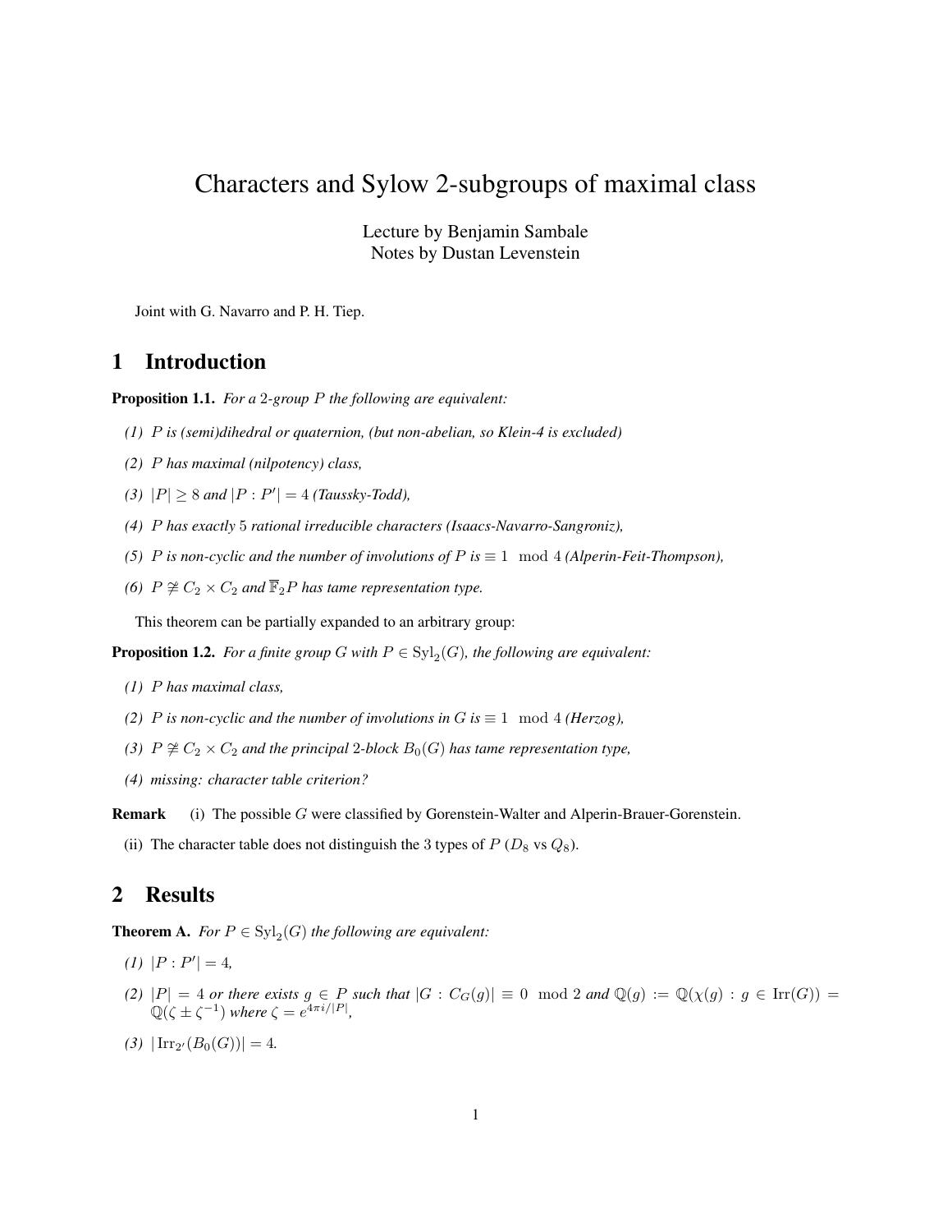# Characters and Sylow 2-subgroups of maximal class

Lecture by Benjamin Sambale  
Notes by Dustan Levenstein

Joint with G. Navarro and P. H. Tiep.

## 1 Introduction

**Proposition 1.1.** *For a 2-group $P$ the following are equivalent:*

*(1) $P$ is (semi)dihedral or quaternion, (but non-abelian, so Klein-4 is excluded)*

*(2) $P$ has maximal (nilpotency) class,*

*(3) $|P| \geq 8$ and $|P : P'| = 4$ (Taussky-Todd),*

*(4) $P$ has exactly 5 rational irreducible characters (Isaacs-Navarro-Sangroniz),*

*(5) $P$ is non-cyclic and the number of involutions of $P$ is $\equiv 1 \mod 4$ (Alperin-Feit-Thompson),*

*(6) $P \ncong C_2 \times C_2$ and $\overline{\mathbb{F}}_2 P$ has tame representation type.*

This theorem can be partially expanded to an arbitrary group:

**Proposition 1.2.** *For a finite group $G$ with $P \in \mathrm{Syl}_2(G)$, the following are equivalent:*

*(1) $P$ has maximal class,*

*(2) $P$ is non-cyclic and the number of involutions in $G$ is $\equiv 1 \mod 4$ (Herzog),*

*(3) $P \ncong C_2 \times C_2$ and the principal 2-block $B_0(G)$ has tame representation type,*

*(4) missing: character table criterion?*

**Remark** (i) The possible $G$ were classified by Gorenstein-Walter and Alperin-Brauer-Gorenstein.

(ii) The character table does not distinguish the 3 types of $P$ ($D_8$ vs $Q_8$).

## 2 Results

**Theorem A.** *For $P \in \mathrm{Syl}_2(G)$ the following are equivalent:*

*(1) $|P : P'| = 4$,*

*(2) $|P| = 4$ or there exists $g \in P$ such that $|G : C_G(g)| \equiv 0 \mod 2$ and $\mathbb{Q}(g) := \mathbb{Q}(\chi(g) : g \in \mathrm{Irr}(G)) = \mathbb{Q}(\zeta \pm \zeta^{-1})$ where $\zeta = e^{4\pi i/|P|}$,*

*(3) $|\mathrm{Irr}_{2'}(B_0(G))| = 4$.*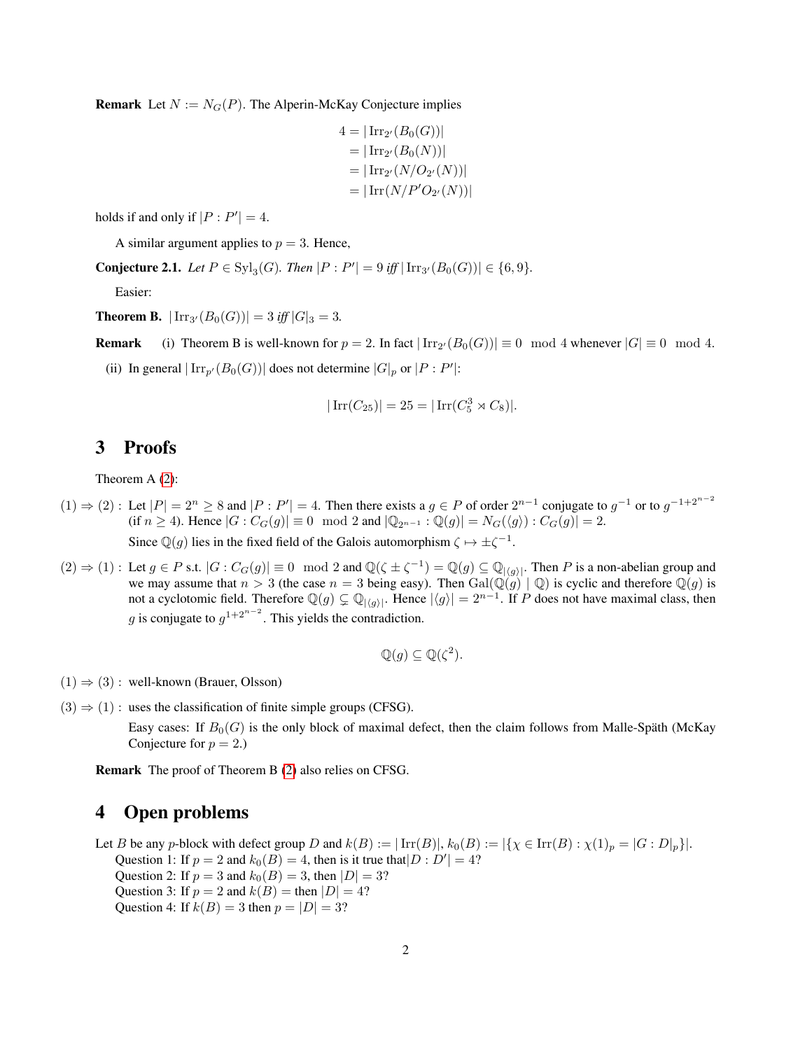**Remark** Let $N := N_G(P)$. The Alperin-McKay Conjecture implies

$$\begin{aligned} 4 &= |\operatorname{Irr}_{2'}(B_0(G))| \\ &= |\operatorname{Irr}_{2'}(B_0(N))| \\ &= |\operatorname{Irr}_{2'}(N/O_{2'}(N))| \\ &= |\operatorname{Irr}(N/P'O_{2'}(N))| \end{aligned}$$

holds if and only if $|P : P'| = 4$.

A similar argument applies to $p = 3$. Hence,

**Conjecture 2.1.** *Let $P \in \operatorname{Syl}_3(G)$. Then $|P : P'| = 9$ iff $|\operatorname{Irr}_{3'}(B_0(G))| \in \{6, 9\}$.*

Easier:

**Theorem B.** $|\operatorname{Irr}_{3'}(B_0(G))| = 3$ *iff* $|G|_3 = 3$.

**Remark** (i) Theorem B is well-known for $p = 2$. In fact $|\operatorname{Irr}_{2'}(B_0(G))| \equiv 0 \mod 4$ whenever $|G| \equiv 0 \mod 4$.

(ii) In general $|\operatorname{Irr}_{p'}(B_0(G))|$ does not determine $|G|_p$ or $|P : P'|$:

$$|\operatorname{Irr}(C_{25})| = 25 = |\operatorname{Irr}(C_5^3 \rtimes C_8)|.$$

## 3 Proofs

Theorem A (2):

$(1) \Rightarrow (2)$ : Let $|P| = 2^n \geq 8$ and $|P : P'| = 4$. Then there exists a $g \in P$ of order $2^{n-1}$ conjugate to $g^{-1}$ or to $g^{-1+2^{n-2}}$ (if $n \geq 4$). Hence $|G : C_G(g)| \equiv 0 \mod 2$ and $|\mathbb{Q}_{2^{n-1}} : \mathbb{Q}(g)| = N_G(\langle g \rangle) : C_G(g)| = 2$.

Since $\mathbb{Q}(g)$ lies in the fixed field of the Galois automorphism $\zeta \mapsto \pm\zeta^{-1}$.

$(2) \Rightarrow (1)$ : Let $g \in P$ s.t. $|G : C_G(g)| \equiv 0 \mod 2$ and $\mathbb{Q}(\zeta \pm \zeta^{-1}) = \mathbb{Q}(g) \subseteq \mathbb{Q}_{|\langle g \rangle|}$. Then $P$ is a non-abelian group and we may assume that $n > 3$ (the case $n = 3$ being easy). Then $\operatorname{Gal}(\mathbb{Q}(g) \mid \mathbb{Q})$ is cyclic and therefore $\mathbb{Q}(g)$ is not a cyclotomic field. Therefore $\mathbb{Q}(g) \subsetneq \mathbb{Q}_{|\langle g \rangle|}$. Hence $|\langle g \rangle| = 2^{n-1}$. If $P$ does not have maximal class, then $g$ is conjugate to $g^{1+2^{n-2}}$. This yields the contradiction.

$$\mathbb{Q}(g) \subseteq \mathbb{Q}(\zeta^2).$$

$(1) \Rightarrow (3)$ : well-known (Brauer, Olsson)

$(3) \Rightarrow (1)$ : uses the classification of finite simple groups (CFSG).

Easy cases: If $B_0(G)$ is the only block of maximal defect, then the claim follows from Malle-Späth (McKay Conjecture for $p = 2$.)

**Remark** The proof of Theorem B (2) also relies on CFSG.

## 4 Open problems

Let $B$ be any $p$-block with defect group $D$ and $k(B) := |\operatorname{Irr}(B)|$, $k_0(B) := |\{\chi \in \operatorname{Irr}(B) : \chi(1)_p = |G : D|_p\}|$.

Question 1: If $p = 2$ and $k_0(B) = 4$, then is it true that$|D : D'| = 4$?

Question 2: If $p = 3$ and $k_0(B) = 3$, then $|D| = 3$?

Question 3: If $p = 2$ and $k(B) =$ then $|D| = 4$?

Question 4: If $k(B) = 3$ then $p = |D| = 3$?